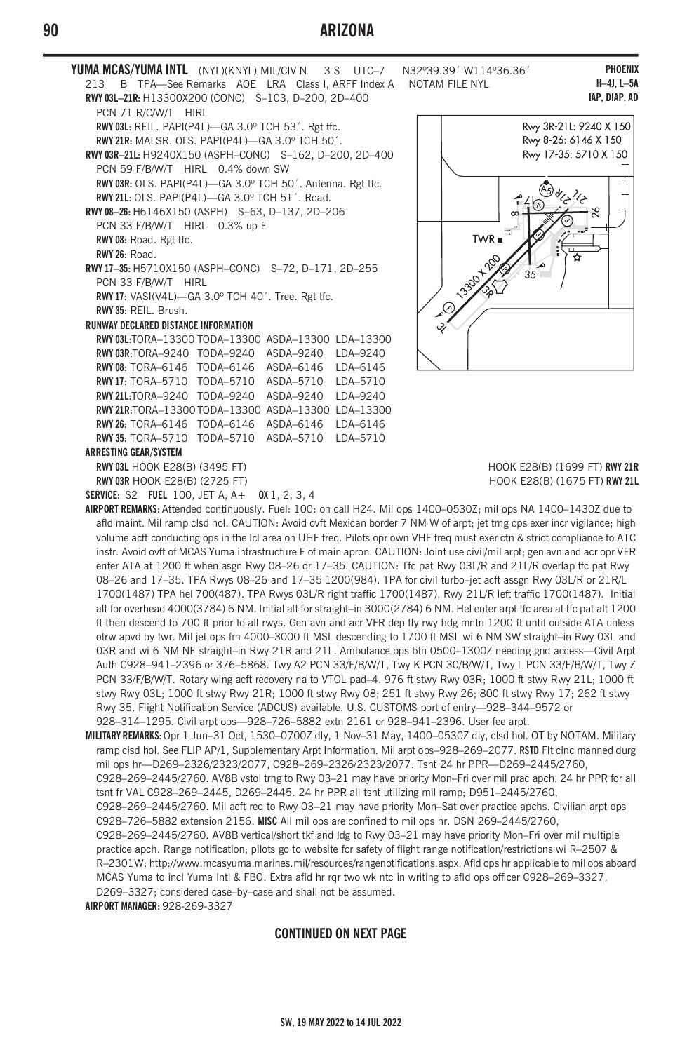# ARIZONA

**YUMA MCAS/YUMA INTL** (NYL)(KNYL) MIL/CIV N 3 S UTC–7 N32°39.39´ W114°36.36´ **PHOENIX**
213 B TPA—See Remarks AOE LRA Class I, ARFF Index A NOTAM FILE NYL **H–4J, L–5A**
**IAP, DIAP, AD**

**RWY 03L–21R:** H13300X200 (CONC) S–103, D–200, 2D–400
PCN 71 R/C/W/T HIRL
**RWY 03L:** REIL. PAPI(P4L)—GA 3.0º TCH 53´. Rgt tfc.
**RWY 21R:** MALSR. OLS. PAPI(P4L)—GA 3.0º TCH 50´.

**RWY 03R–21L:** H9240X150 (ASPH–CONC) S–162, D–200, 2D–400
PCN 59 F/B/W/T HIRL 0.4% down SW
**RWY 03R:** OLS. PAPI(P4L)—GA 3.0º TCH 50´. Antenna. Rgt tfc.
**RWY 21L:** OLS. PAPI(P4L)—GA 3.0º TCH 51´. Road.

**RWY 08–26:** H6146X150 (ASPH) S–63, D–137, 2D–206
PCN 33 F/B/W/T HIRL 0.3% up E
**RWY 08:** Road. Rgt tfc.
**RWY 26:** Road.

**RWY 17–35:** H5710X150 (ASPH–CONC) S–72, D–171, 2D–255
PCN 33 F/B/W/T HIRL
**RWY 17:** VASI(V4L)—GA 3.0º TCH 40´. Tree. Rgt tfc.
**RWY 35:** REIL. Brush.

**RUNWAY DECLARED DISTANCE INFORMATION**

| | | | | |
|---|---|---|---|---|
| **RWY 03L:** | TORA–13300 | TODA–13300 | ASDA–13300 | LDA–13300 |
| **RWY 03R:** | TORA–9240 | TODA–9240 | ASDA–9240 | LDA–9240 |
| **RWY 08:** | TORA–6146 | TODA–6146 | ASDA–6146 | LDA–6146 |
| **RWY 17:** | TORA–5710 | TODA–5710 | ASDA–5710 | LDA–5710 |
| **RWY 21L:** | TORA–9240 | TODA–9240 | ASDA–9240 | LDA–9240 |
| **RWY 21R:** | TORA–13300 | TODA–13300 | ASDA–13300 | LDA–13300 |
| **RWY 26:** | TORA–6146 | TODA–6146 | ASDA–6146 | LDA–6146 |
| **RWY 35:** | TORA–5710 | TODA–5710 | ASDA–5710 | LDA–5710 |

Rwy 3R-21L: 9240 X 150
Rwy 8-26: 6146 X 150
Rwy 17-35: 5710 X 150

**ARRESTING GEAR/SYSTEM**
**RWY 03L** HOOK E28(B) (3495 FT) HOOK E28(B) (1699 FT) **RWY 21R**
**RWY 03R** HOOK E28(B) (2725 FT) HOOK E28(B) (1675 FT) **RWY 21L**

**SERVICE:** S2 **FUEL** 100, JET A, A+ **OX** 1, 2, 3, 4

**AIRPORT REMARKS:** Attended continuously. Fuel: 100: on call H24. Mil ops 1400–0530Z; mil ops NA 1400–1430Z due to afld maint. Mil ramp clsd hol. CAUTION: Avoid ovft Mexican border 7 NM W of arpt; jet trng ops exer incr vigilance; high volume acft conducting ops in the lcl area on UHF freq. Pilots opr own VHF freq must exer ctn & strict compliance to ATC instr. Avoid ovft of MCAS Yuma infrastructure E of main apron. CAUTION: Joint use civil/mil arpt; gen avn and acr opr VFR enter ATA at 1200 ft when asgn Rwy 08–26 or 17–35. CAUTION: Tfc pat Rwy 03L/R and 21L/R overlap tfc pat Rwy 08–26 and 17–35. TPA Rwys 08–26 and 17–35 1200(984). TPA for civil turbo–jet acft assgn Rwy 03L/R or 21R/L 1700(1487) TPA hel 700(487). TPA Rwys 03L/R right traffic 1700(1487), Rwy 21L/R left traffic 1700(1487). Initial alt for overhead 4000(3784) 6 NM. Initial alt for straight–in 3000(2784) 6 NM. Hel enter arpt tfc area at tfc pat alt 1200 ft then descend to 700 ft prior to all rwys. Gen avn and acr VFR dep fly rwy hdg mntn 1200 ft until outside ATA unless otrw apvd by twr. Mil jet ops fm 4000–3000 ft MSL descending to 1700 ft MSL wi 6 NM SW straight–in Rwy 03L and 03R and wi 6 NM NE straight–in Rwy 21R and 21L. Ambulance ops btn 0500–1300Z needing gnd access—Civil Arpt Auth C928–941–2396 or 376–5868. Twy A2 PCN 33/F/B/W/T, Twy K PCN 30/B/W/T, Twy L PCN 33/F/B/W/T, Twy Z PCN 33/F/B/W/T. Rotary wing acft recovery na to VTOL pad–4. 976 ft stwy Rwy 03R; 1000 ft stwy Rwy 21L; 1000 ft stwy Rwy 03L; 1000 ft stwy Rwy 21R; 1000 ft stwy Rwy 08; 251 ft stwy Rwy 26; 800 ft stwy Rwy 17; 262 ft stwy Rwy 35. Flight Notification Service (ADCUS) available. U.S. CUSTOMS port of entry—928–344–9572 or 928–314–1295. Civil arpt ops—928–726–5882 extn 2161 or 928–941–2396. User fee arpt.

**MILITARY REMARKS:** Opr 1 Jun–31 Oct, 1530–0700Z dly, 1 Nov–31 May, 1400–0530Z dly, clsd hol. OT by NOTAM. Military ramp clsd hol. See FLIP AP/1, Supplementary Arpt Information. Mil arpt ops–928–269–2077. **RSTD** Flt clnc manned durg mil ops hr—D269–2326/2323/2077, C928–269–2326/2323/2077. Tsnt 24 hr PPR—D269–2445/2760, C928–269–2445/2760. AV8B vstol trng to Rwy 03–21 may have priority Mon–Fri over mil prac apch. 24 hr PPR for all tsnt fr VAL C928–269–2445, D269–2445. 24 hr PPR all tsnt utilizing mil ramp; D951–2445/2760, C928–269–2445/2760. Mil acft req to Rwy 03–21 may have priority Mon–Sat over practice apchs. Civilian arpt ops C928–726–5882 extension 2156. **MISC** All mil ops are confined to mil ops hr. DSN 269–2445/2760, C928–269–2445/2760. AV8B vertical/short tkf and ldg to Rwy 03–21 may have priority Mon–Fri over mil multiple practice apch. Range notification; pilots go to website for safety of flight range notification/restrictions wi R–2507 & R–2301W: http://www.mcasyuma.marines.mil/resources/rangenotifications.aspx. Afld ops hr applicable to mil ops aboard MCAS Yuma to incl Yuma Intl & FBO. Extra afld hr rqr two wk ntc in writing to afld ops officer C928–269–3327, D269–3327; considered case–by–case and shall not be assumed.

**AIRPORT MANAGER:** 928-269-3327

**CONTINUED ON NEXT PAGE**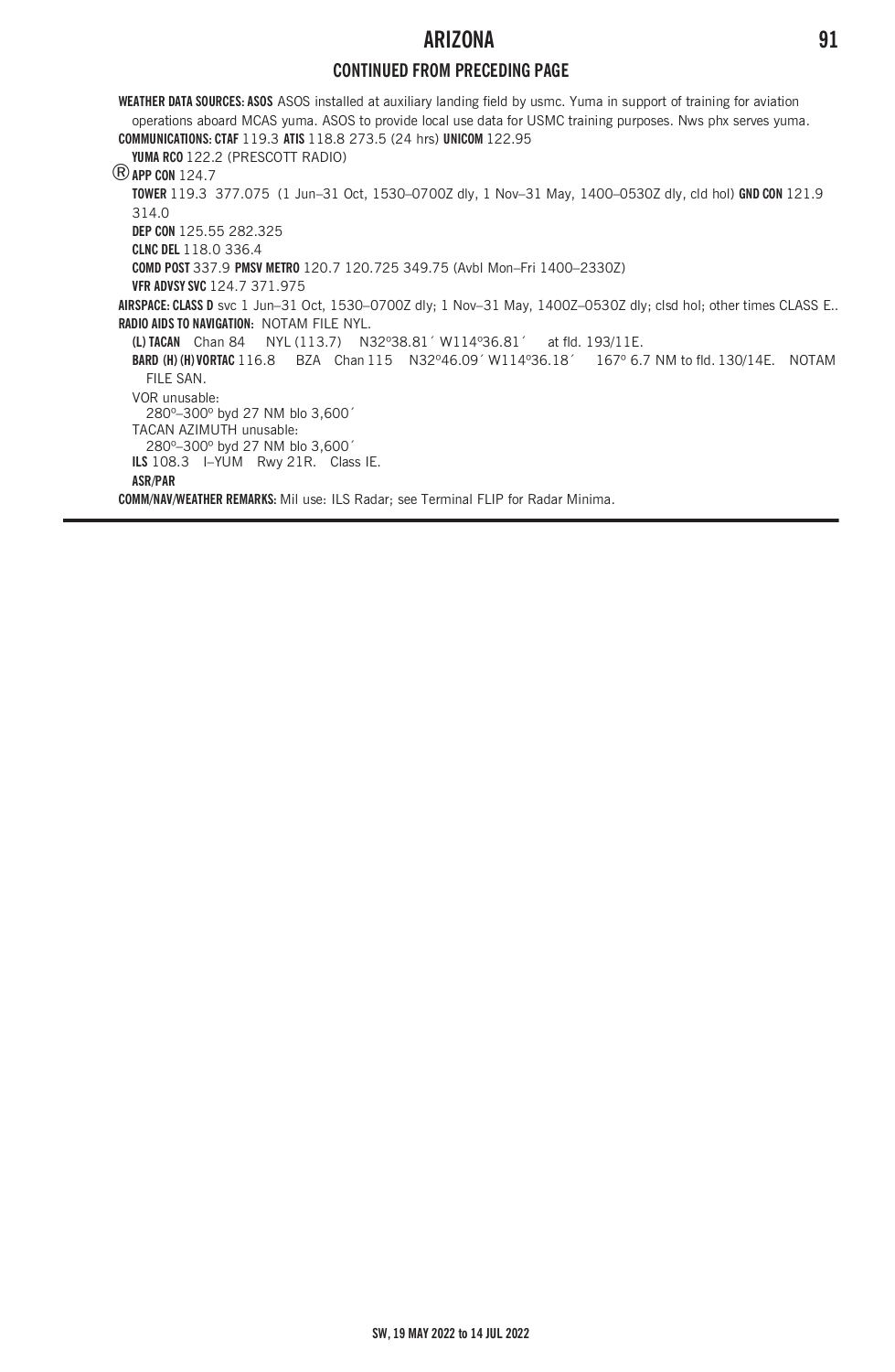## CONTINUED FROM PRECEDING PAGE

**WEATHER DATA SOURCES: ASOS** ASOS installed at auxiliary landing field by usmc. Yuma in support of training for aviation operations aboard MCAS yuma. ASOS to provide local use data for USMC training purposes. Nws phx serves yuma.

**COMMUNICATIONS: CTAF** 119.3 **ATIS** 118.8 273.5 (24 hrs) **UNICOM** 122.95

**YUMA RCO** 122.2 (PRESCOTT RADIO)

Ⓡ **APP CON** 124.7

**TOWER** 119.3 377.075 (1 Jun–31 Oct, 1530–0700Z dly, 1 Nov–31 May, 1400–0530Z dly, cld hol) **GND CON** 121.9 314.0

**DEP CON** 125.55 282.325

**CLNC DEL** 118.0 336.4

**COMD POST** 337.9 **PMSV METRO** 120.7 120.725 349.75 (Avbl Mon–Fri 1400–2330Z)

**VFR ADVSY SVC** 124.7 371.975

**AIRSPACE: CLASS D** svc 1 Jun–31 Oct, 1530–0700Z dly; 1 Nov–31 May, 1400Z–0530Z dly; clsd hol; other times CLASS E..

**RADIO AIDS TO NAVIGATION:** NOTAM FILE NYL.

**(L) TACAN** Chan 84 NYL (113.7) N32°38.81´ W114°36.81´ at fld. 193/11E.

**BARD (H) (H) VORTAC** 116.8 BZA Chan 115 N32°46.09´ W114°36.18´ 167° 6.7 NM to fld. 130/14E. NOTAM FILE SAN.

VOR unusable:

280°–300° byd 27 NM blo 3,600´

TACAN AZIMUTH unusable:

280°–300° byd 27 NM blo 3,600´

**ILS** 108.3 I–YUM Rwy 21R. Class IE.

**ASR/PAR**

**COMM/NAV/WEATHER REMARKS:** Mil use: ILS Radar; see Terminal FLIP for Radar Minima.

SW, 19 MAY 2022 to 14 JUL 2022